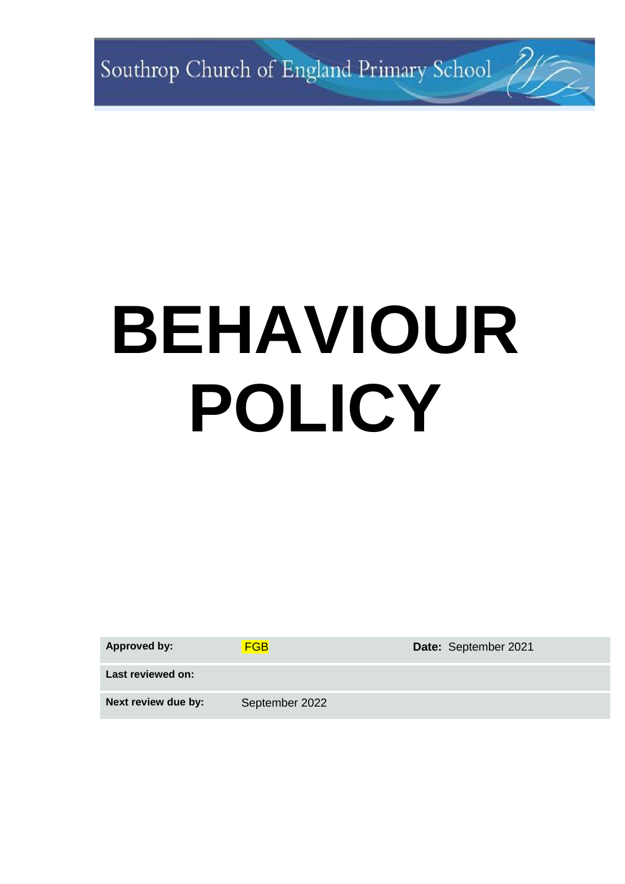Southrop Church of England Primary School

# BEHAVIOUR POLICY

| Approved by: | FGB | Date: September 2021 |
| --- | --- | --- |
| Last reviewed on: | | |
| Next review due by: | September 2022 | |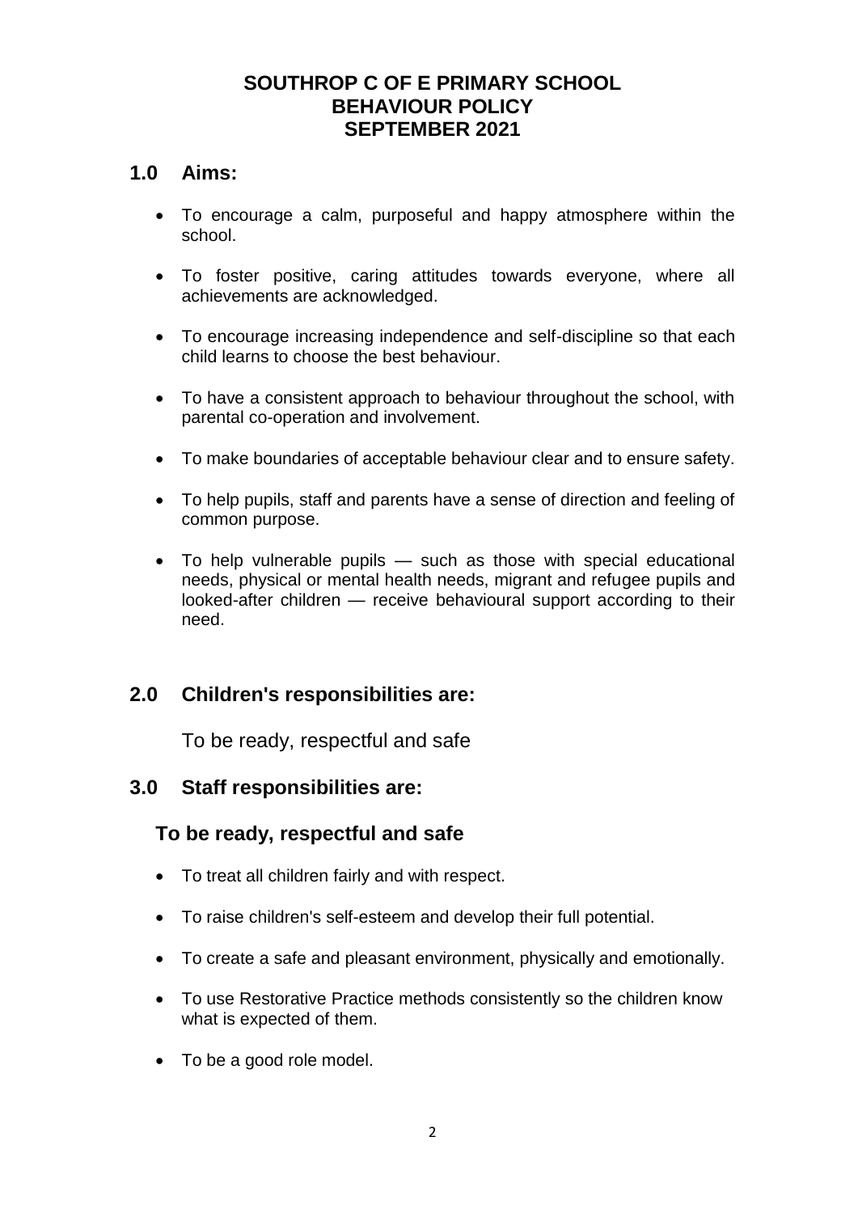# SOUTHROP C OF E PRIMARY SCHOOL
# BEHAVIOUR POLICY
# SEPTEMBER 2021

## 1.0 Aims:

- To encourage a calm, purposeful and happy atmosphere within the school.
- To foster positive, caring attitudes towards everyone, where all achievements are acknowledged.
- To encourage increasing independence and self-discipline so that each child learns to choose the best behaviour.
- To have a consistent approach to behaviour throughout the school, with parental co-operation and involvement.
- To make boundaries of acceptable behaviour clear and to ensure safety.
- To help pupils, staff and parents have a sense of direction and feeling of common purpose.
- To help vulnerable pupils — such as those with special educational needs, physical or mental health needs, migrant and refugee pupils and looked-after children — receive behavioural support according to their need.

## 2.0 Children's responsibilities are:

To be ready, respectful and safe

## 3.0 Staff responsibilities are:

### To be ready, respectful and safe

- To treat all children fairly and with respect.
- To raise children's self-esteem and develop their full potential.
- To create a safe and pleasant environment, physically and emotionally.
- To use Restorative Practice methods consistently so the children know what is expected of them.
- To be a good role model.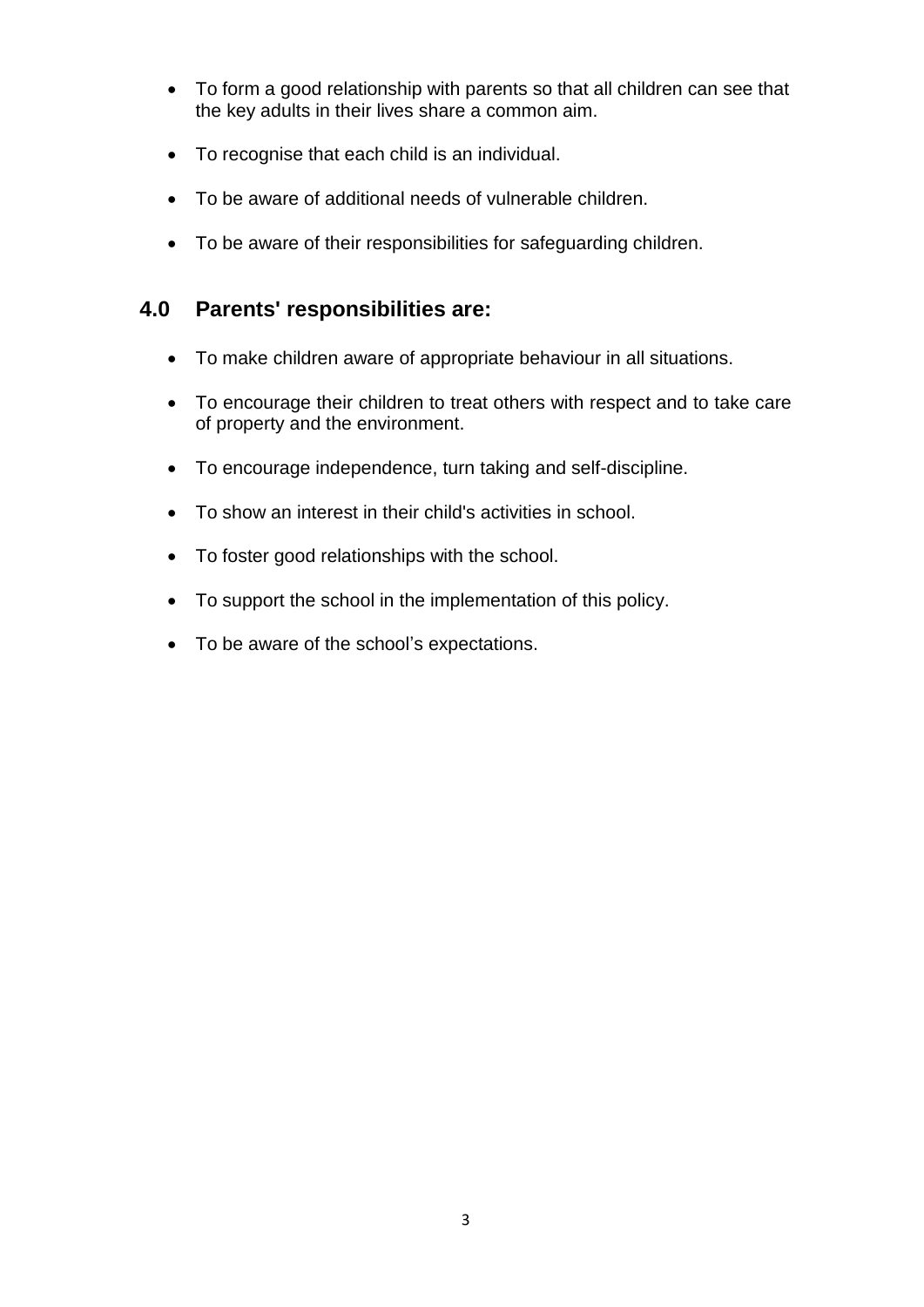- To form a good relationship with parents so that all children can see that the key adults in their lives share a common aim.
- To recognise that each child is an individual.
- To be aware of additional needs of vulnerable children.
- To be aware of their responsibilities for safeguarding children.

## 4.0 Parents' responsibilities are:

- To make children aware of appropriate behaviour in all situations.
- To encourage their children to treat others with respect and to take care of property and the environment.
- To encourage independence, turn taking and self-discipline.
- To show an interest in their child's activities in school.
- To foster good relationships with the school.
- To support the school in the implementation of this policy.
- To be aware of the school's expectations.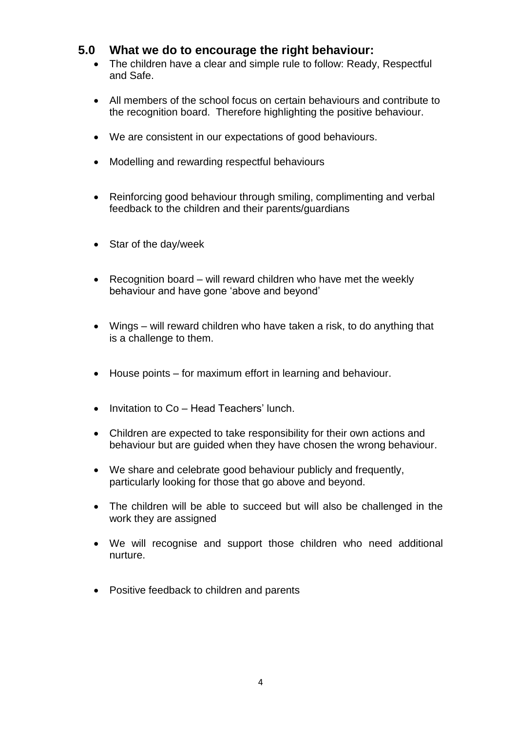## 5.0 What we do to encourage the right behaviour:

- The children have a clear and simple rule to follow: Ready, Respectful and Safe.
- All members of the school focus on certain behaviours and contribute to the recognition board. Therefore highlighting the positive behaviour.
- We are consistent in our expectations of good behaviours.
- Modelling and rewarding respectful behaviours
- Reinforcing good behaviour through smiling, complimenting and verbal feedback to the children and their parents/guardians
- Star of the day/week
- Recognition board – will reward children who have met the weekly behaviour and have gone 'above and beyond'
- Wings – will reward children who have taken a risk, to do anything that is a challenge to them.
- House points – for maximum effort in learning and behaviour.
- Invitation to Co – Head Teachers' lunch.
- Children are expected to take responsibility for their own actions and behaviour but are guided when they have chosen the wrong behaviour.
- We share and celebrate good behaviour publicly and frequently, particularly looking for those that go above and beyond.
- The children will be able to succeed but will also be challenged in the work they are assigned
- We will recognise and support those children who need additional nurture.
- Positive feedback to children and parents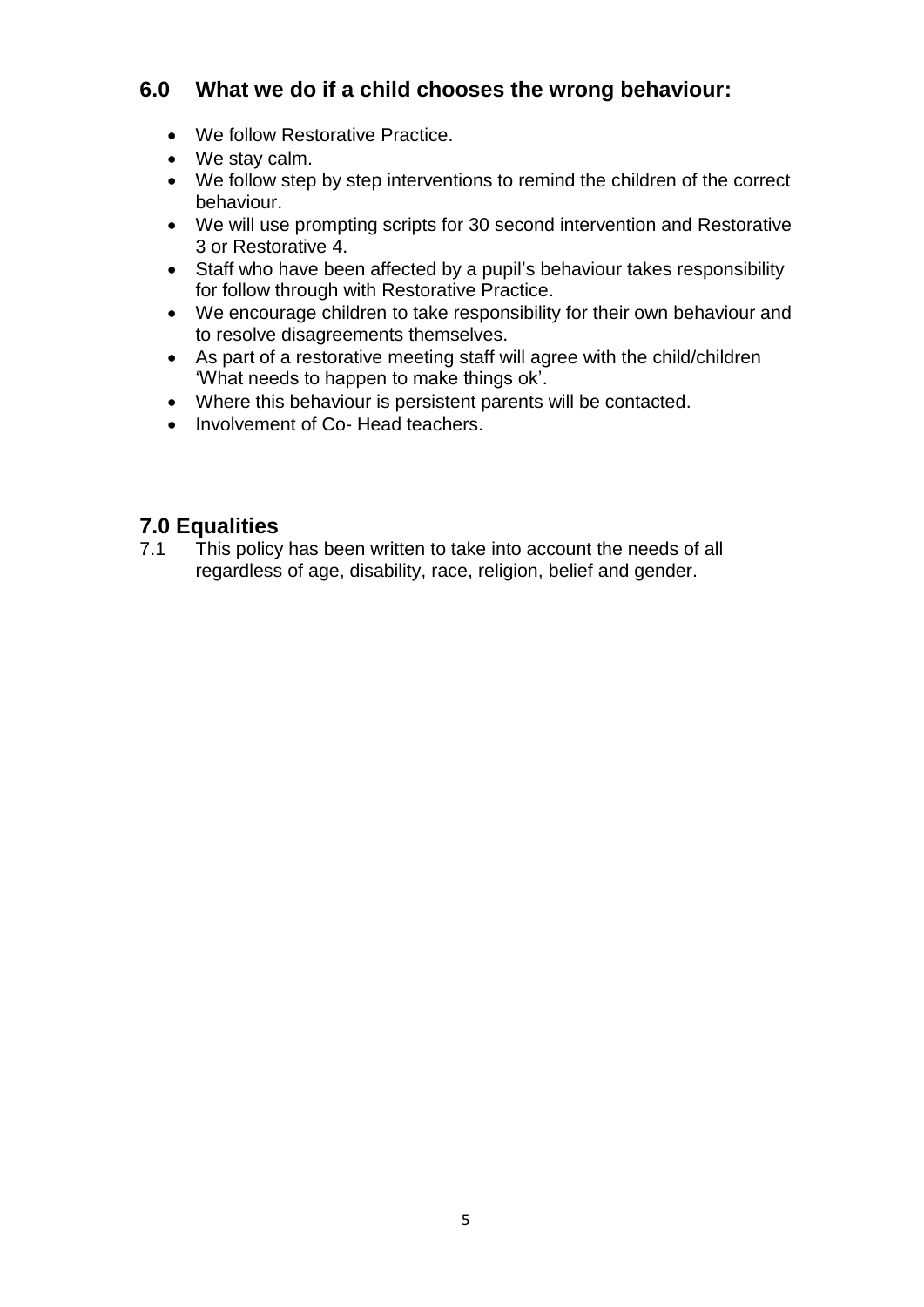## 6.0 What we do if a child chooses the wrong behaviour:

- We follow Restorative Practice.
- We stay calm.
- We follow step by step interventions to remind the children of the correct behaviour.
- We will use prompting scripts for 30 second intervention and Restorative 3 or Restorative 4.
- Staff who have been affected by a pupil's behaviour takes responsibility for follow through with Restorative Practice.
- We encourage children to take responsibility for their own behaviour and to resolve disagreements themselves.
- As part of a restorative meeting staff will agree with the child/children 'What needs to happen to make things ok'.
- Where this behaviour is persistent parents will be contacted.
- Involvement of Co- Head teachers.

## 7.0 Equalities

7.1 This policy has been written to take into account the needs of all regardless of age, disability, race, religion, belief and gender.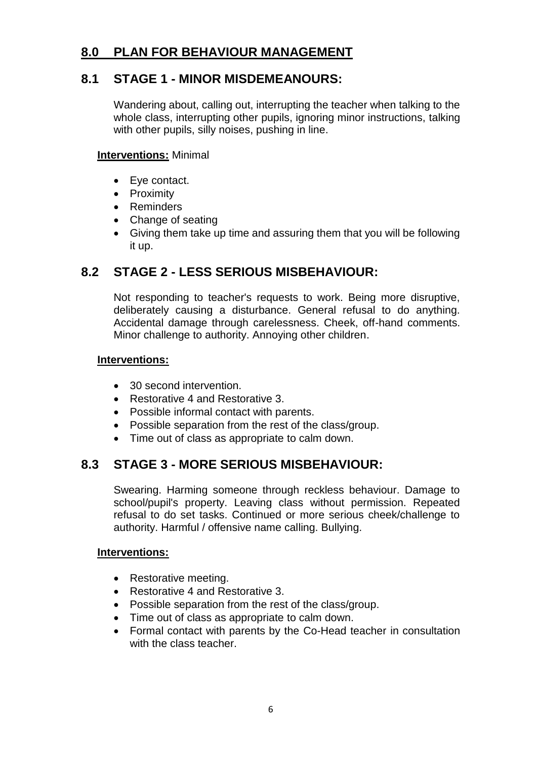## 8.0 PLAN FOR BEHAVIOUR MANAGEMENT

### 8.1 STAGE 1 - MINOR MISDEMEANOURS:

Wandering about, calling out, interrupting the teacher when talking to the whole class, interrupting other pupils, ignoring minor instructions, talking with other pupils, silly noises, pushing in line.

**Interventions:** Minimal

- Eye contact.
- Proximity
- Reminders
- Change of seating
- Giving them take up time and assuring them that you will be following it up.

### 8.2 STAGE 2 - LESS SERIOUS MISBEHAVIOUR:

Not responding to teacher's requests to work. Being more disruptive, deliberately causing a disturbance. General refusal to do anything. Accidental damage through carelessness. Cheek, off-hand comments. Minor challenge to authority. Annoying other children.

**Interventions:**

- 30 second intervention.
- Restorative 4 and Restorative 3.
- Possible informal contact with parents.
- Possible separation from the rest of the class/group.
- Time out of class as appropriate to calm down.

### 8.3 STAGE 3 - MORE SERIOUS MISBEHAVIOUR:

Swearing. Harming someone through reckless behaviour. Damage to school/pupil's property. Leaving class without permission. Repeated refusal to do set tasks. Continued or more serious cheek/challenge to authority. Harmful / offensive name calling. Bullying.

**Interventions:**

- Restorative meeting.
- Restorative 4 and Restorative 3.
- Possible separation from the rest of the class/group.
- Time out of class as appropriate to calm down.
- Formal contact with parents by the Co-Head teacher in consultation with the class teacher.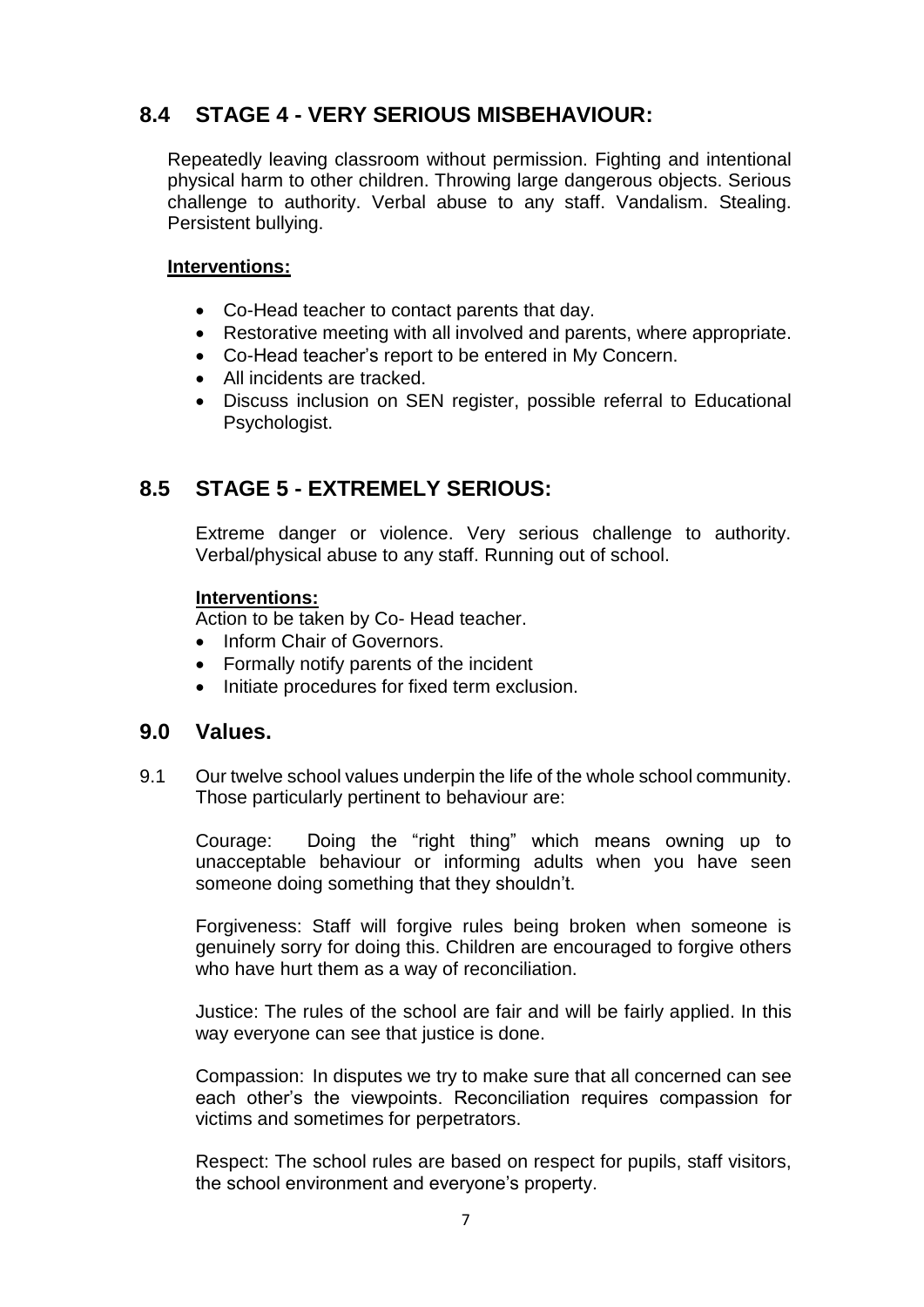## 8.4 STAGE 4 - VERY SERIOUS MISBEHAVIOUR:

Repeatedly leaving classroom without permission. Fighting and intentional physical harm to other children. Throwing large dangerous objects. Serious challenge to authority. Verbal abuse to any staff. Vandalism. Stealing. Persistent bullying.

**Interventions:**

- Co-Head teacher to contact parents that day.
- Restorative meeting with all involved and parents, where appropriate.
- Co-Head teacher's report to be entered in My Concern.
- All incidents are tracked.
- Discuss inclusion on SEN register, possible referral to Educational Psychologist.

## 8.5 STAGE 5 - EXTREMELY SERIOUS:

Extreme danger or violence. Very serious challenge to authority. Verbal/physical abuse to any staff. Running out of school.

**Interventions:**
Action to be taken by Co- Head teacher.

- Inform Chair of Governors.
- Formally notify parents of the incident
- Initiate procedures for fixed term exclusion.

## 9.0 Values.

9.1 Our twelve school values underpin the life of the whole school community. Those particularly pertinent to behaviour are:

Courage: Doing the "right thing" which means owning up to unacceptable behaviour or informing adults when you have seen someone doing something that they shouldn't.

Forgiveness: Staff will forgive rules being broken when someone is genuinely sorry for doing this. Children are encouraged to forgive others who have hurt them as a way of reconciliation.

Justice: The rules of the school are fair and will be fairly applied. In this way everyone can see that justice is done.

Compassion: In disputes we try to make sure that all concerned can see each other's the viewpoints. Reconciliation requires compassion for victims and sometimes for perpetrators.

Respect: The school rules are based on respect for pupils, staff visitors, the school environment and everyone's property.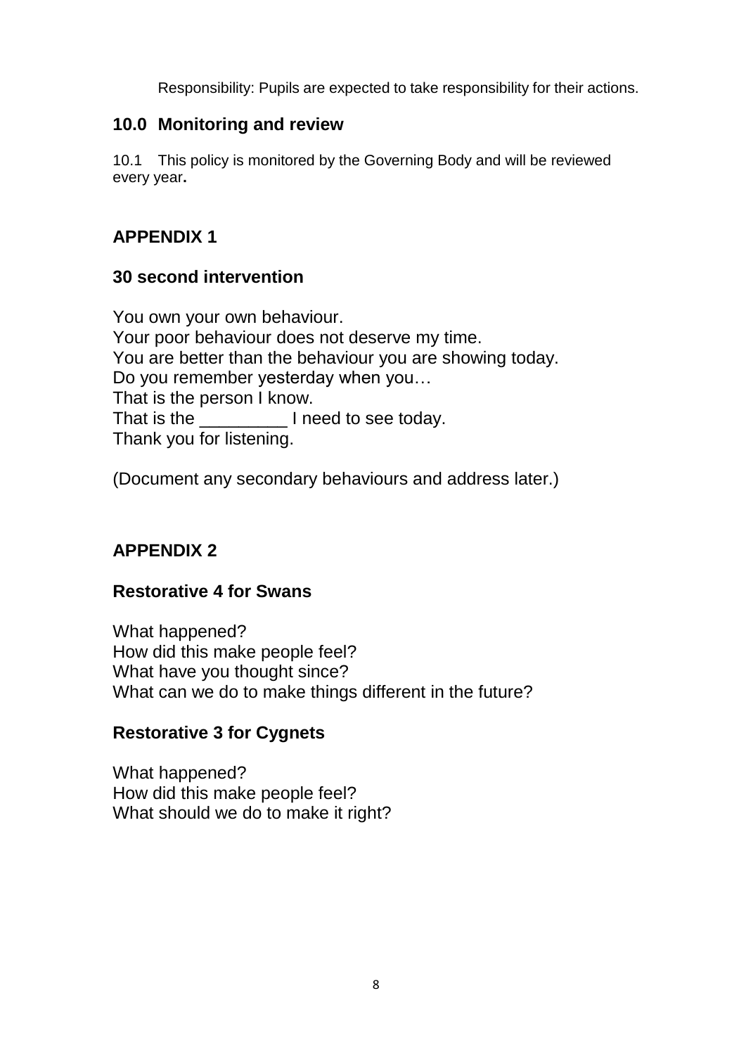Responsibility: Pupils are expected to take responsibility for their actions.

## 10.0 Monitoring and review

10.1 This policy is monitored by the Governing Body and will be reviewed every year**.**

## APPENDIX 1

### 30 second intervention

You own your own behaviour.
Your poor behaviour does not deserve my time.
You are better than the behaviour you are showing today.
Do you remember yesterday when you…
That is the person I know.
That is the _________ I need to see today.
Thank you for listening.

(Document any secondary behaviours and address later.)

## APPENDIX 2

### Restorative 4 for Swans

What happened?
How did this make people feel?
What have you thought since?
What can we do to make things different in the future?

### Restorative 3 for Cygnets

What happened?
How did this make people feel?
What should we do to make it right?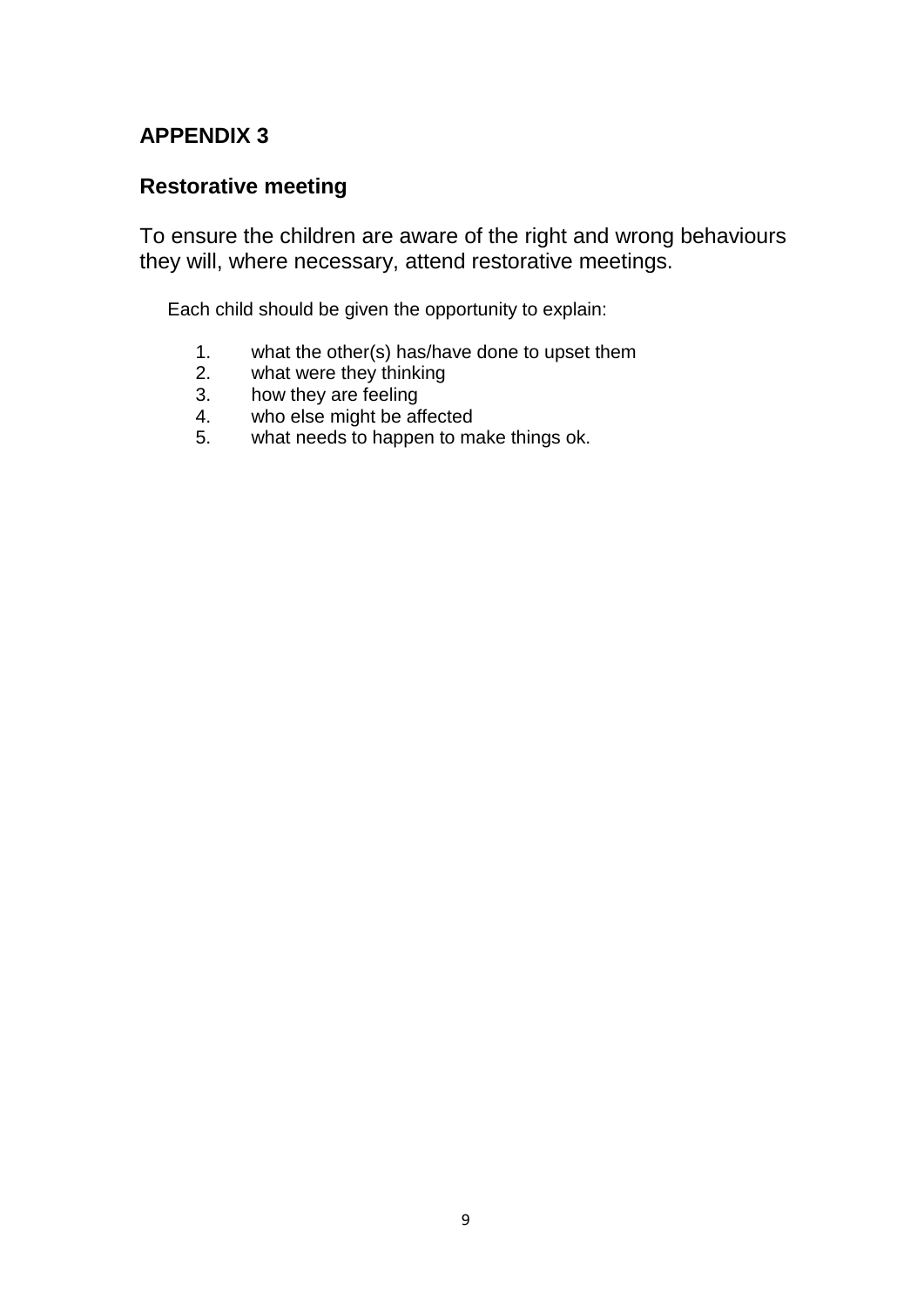## APPENDIX 3

### Restorative meeting

To ensure the children are aware of the right and wrong behaviours they will, where necessary, attend restorative meetings.

Each child should be given the opportunity to explain:

1. what the other(s) has/have done to upset them
2. what were they thinking
3. how they are feeling
4. who else might be affected
5. what needs to happen to make things ok.